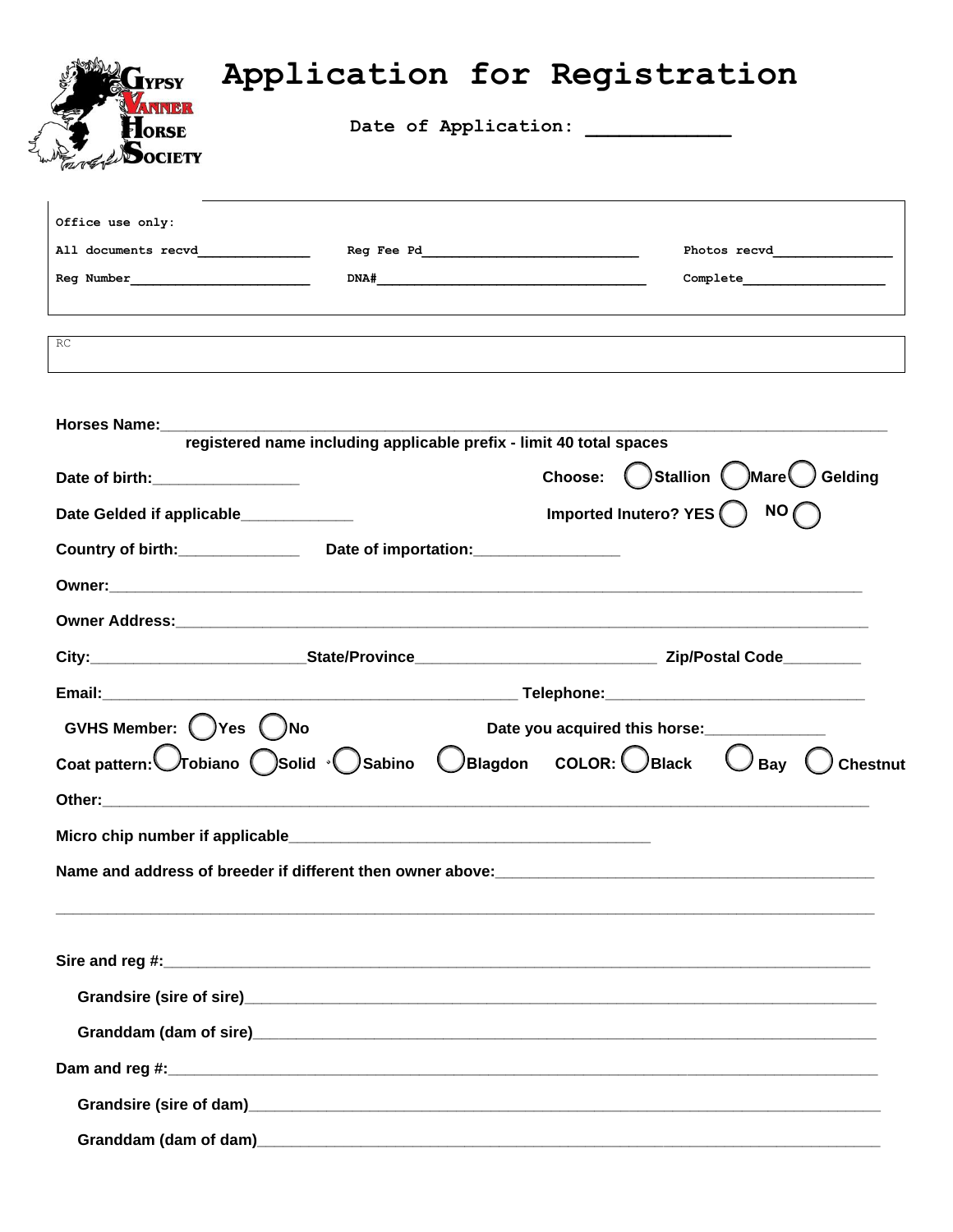Gypsy Vanner Horse Society

# Application for Registration

**Date of Application: ____________**

Office use only:

All documents recvd______________ Reg Fee Pd____________________________ Photos recvd_______________

Reg Number________________________ DNA#____________________________________ Complete__________________

RC

**Horses Name:**______________________________________________________________________________

**registered name including applicable prefix - limit 40 total spaces**

**Date of birth:**_________________ **Choose:** ◯ **Stallion** ◯ **Mare** ◯ **Gelding**

**Date Gelded if applicable**_____________ **Imported Inutero? YES** ◯ **NO** ◯

**Country of birth:**______________ **Date of importation:**_________________

**Owner:**____________________________________________________________________________________

**Owner Address:**_____________________________________________________________________________

**City:**_________________________**State/Province**____________________________ **Zip/Postal Code**_________

**Email:**_________________________________________________ **Telephone:**______________________________

**GVHS Member:** ◯ **Yes** ◯ **No** **Date you acquired this horse:**______________

**Coat pattern:** ◯ **Tobiano** ◯ **Solid** ◯ **Sabino** ◯ **Blagdon** **COLOR:** ◯ **Black** ◯ **Bay** ◯ **Chestnut**

**Other:**____________________________________________________________________________________

**Micro chip number if applicable**____________________________________________

**Name and address of breeder if different then owner above:**_____________________________________________

______________________________________________________________________________________________

**Sire and reg #:**_____________________________________________________________________________

**Grandsire (sire of sire)**_______________________________________________________________________

**Granddam (dam of sire)**______________________________________________________________________

**Dam and reg #:**_____________________________________________________________________________

**Grandsire (sire of dam)**______________________________________________________________________

**Granddam (dam of dam)**______________________________________________________________________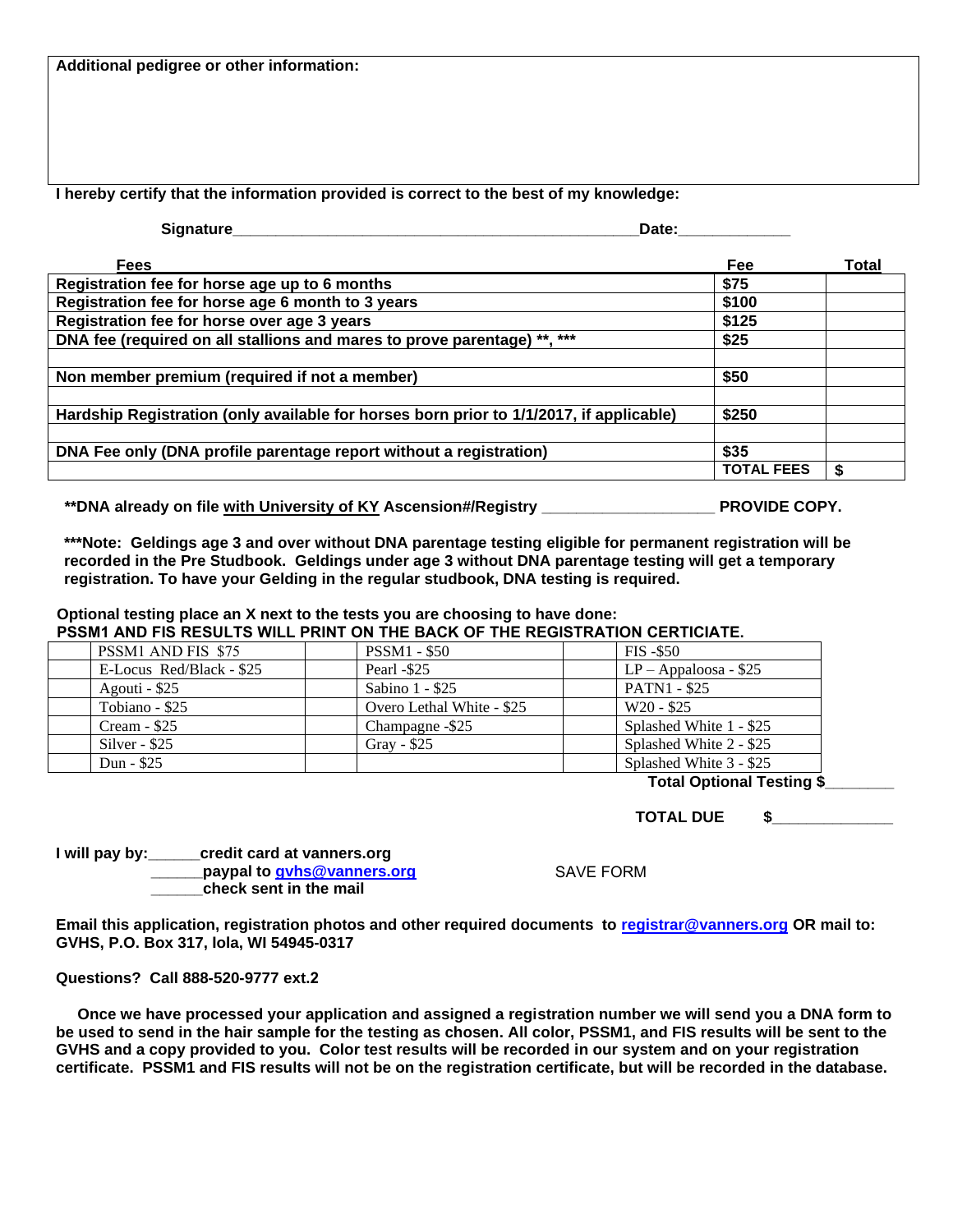**Additional pedigree or other information:**

**I hereby certify that the information provided is correct to the best of my knowledge:**

**Signature**_______________________________________________**Date:**____________

| Fees | Fee | Total |
|---|---|---|
| **Registration fee for horse age up to 6 months** | **$75** | |
| **Registration fee for horse age 6 month to 3 years** | **$100** | |
| **Registration fee for horse over age 3 years** | **$125** | |
| **DNA fee (required on all stallions and mares to prove parentage) **, *** ** | **$25** | |
| | | |
| **Non member premium (required if not a member)** | **$50** | |
| | | |
| **Hardship Registration (only available for horses born prior to 1/1/2017, if applicable)** | **$250** | |
| | | |
| **DNA Fee only (DNA profile parentage report without a registration)** | **$35** | |
| | **TOTAL FEES** | **$** |

****DNA already on file with University of KY Ascension#/Registry ___________________ PROVIDE COPY.**

*****Note: Geldings age 3 and over without DNA parentage testing eligible for permanent registration will be recorded in the Pre Studbook. Geldings under age 3 without DNA parentage testing will get a temporary registration. To have your Gelding in the regular studbook, DNA testing is required.**

**Optional testing place an X next to the tests you are choosing to have done:**
**PSSM1 AND FIS RESULTS WILL PRINT ON THE BACK OF THE REGISTRATION CERTICIATE.**

| | | | | | |
|---|---|---|---|---|---|
| | PSSM1 AND FIS $75 | | PSSM1 - $50 | | FIS -$50 |
| | E-Locus Red/Black - $25 | | Pearl -$25 | | LP – Appaloosa - $25 |
| | Agouti - $25 | | Sabino 1 - $25 | | PATN1 - $25 |
| | Tobiano - $25 | | Overo Lethal White - $25 | | W20 - $25 |
| | Cream - $25 | | Champagne -$25 | | Splashed White 1 - $25 |
| | Silver - $25 | | Gray - $25 | | Splashed White 2 - $25 |
| | Dun - $25 | | | | Splashed White 3 - $25 |

**Total Optional Testing $**_______

**TOTAL DUE $**_____________

**I will pay by:**______**credit card at vanners.org**
______**paypal to gvhs@vanners.org**
______**check sent in the mail**

SAVE FORM

**Email this application, registration photos and other required documents to registrar@vanners.org OR mail to: GVHS, P.O. Box 317, Iola, WI 54945-0317**

**Questions? Call 888-520-9777 ext.2**

**Once we have processed your application and assigned a registration number we will send you a DNA form to be used to send in the hair sample for the testing as chosen. All color, PSSM1, and FIS results will be sent to the GVHS and a copy provided to you. Color test results will be recorded in our system and on your registration certificate. PSSM1 and FIS results will not be on the registration certificate, but will be recorded in the database.**